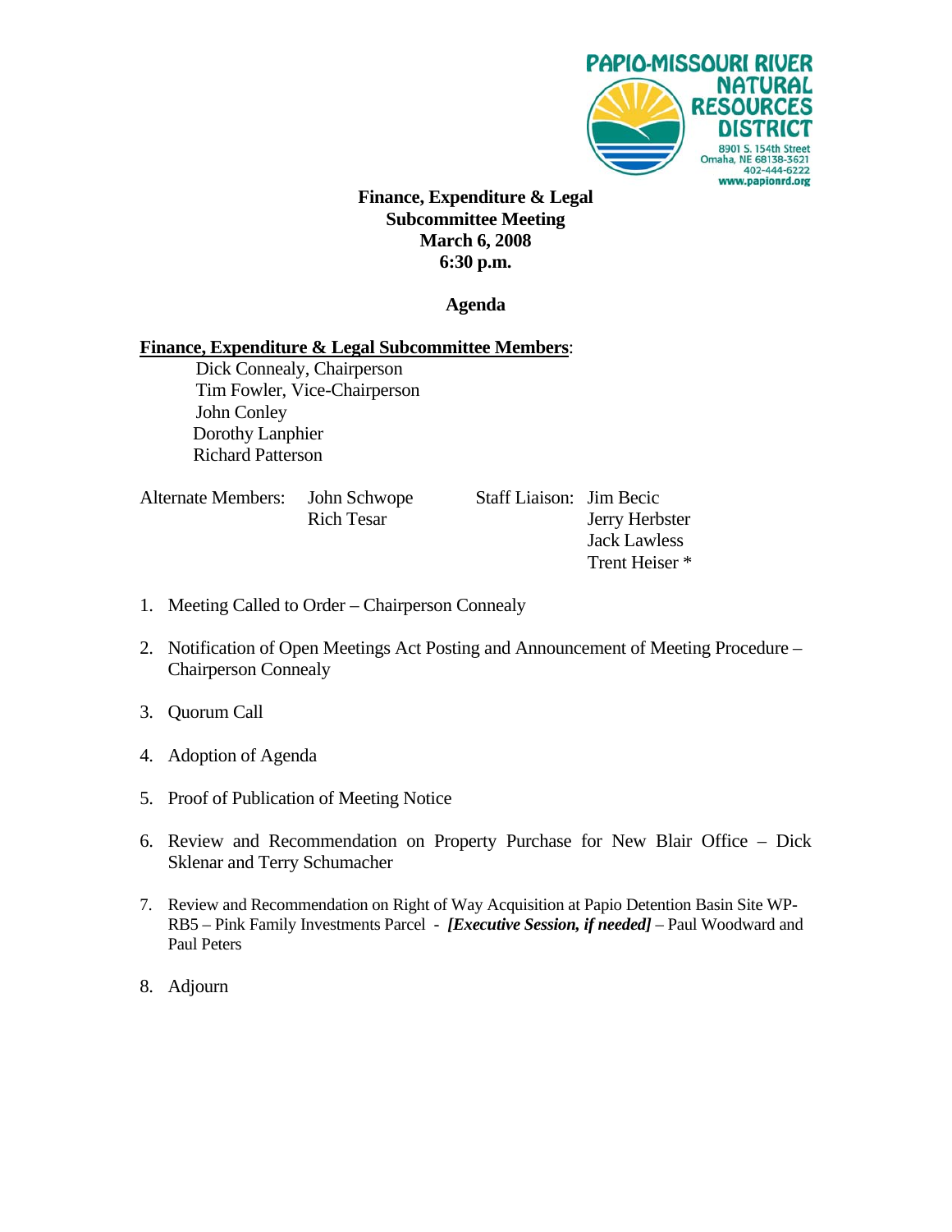PAPIO-MISSOURI RIVER NATURAL RESOURCES DISTRICT
8901 S. 154th Street
Omaha, NE 68138-3621
402-444-6222
www.papionrd.org

**Finance, Expenditure & Legal**
**Subcommittee Meeting**
**March 6, 2008**
**6:30 p.m.**

**Agenda**

**Finance, Expenditure & Legal Subcommittee Members**:

Dick Connealy, Chairperson
Tim Fowler, Vice-Chairperson
John Conley
Dorothy Lanphier
Richard Patterson

Alternate Members: John Schwope
Rich Tesar

Staff Liaison: Jim Becic
Jerry Herbster
Jack Lawless
Trent Heiser *

1. Meeting Called to Order – Chairperson Connealy
2. Notification of Open Meetings Act Posting and Announcement of Meeting Procedure – Chairperson Connealy
3. Quorum Call
4. Adoption of Agenda
5. Proof of Publication of Meeting Notice
6. Review and Recommendation on Property Purchase for New Blair Office – Dick Sklenar and Terry Schumacher
7. Review and Recommendation on Right of Way Acquisition at Papio Detention Basin Site WP-RB5 – Pink Family Investments Parcel - ***[Executive Session, if needed]*** – Paul Woodward and Paul Peters
8. Adjourn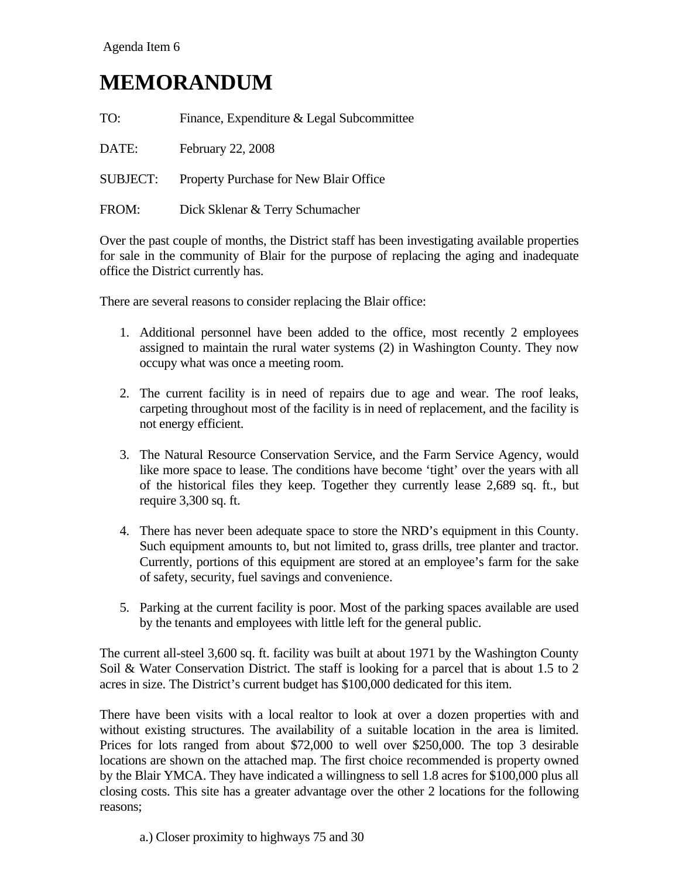Agenda Item 6

# MEMORANDUM

TO: Finance, Expenditure & Legal Subcommittee

DATE: February 22, 2008

SUBJECT: Property Purchase for New Blair Office

FROM: Dick Sklenar & Terry Schumacher

Over the past couple of months, the District staff has been investigating available properties for sale in the community of Blair for the purpose of replacing the aging and inadequate office the District currently has.

There are several reasons to consider replacing the Blair office:

1. Additional personnel have been added to the office, most recently 2 employees assigned to maintain the rural water systems (2) in Washington County. They now occupy what was once a meeting room.

2. The current facility is in need of repairs due to age and wear. The roof leaks, carpeting throughout most of the facility is in need of replacement, and the facility is not energy efficient.

3. The Natural Resource Conservation Service, and the Farm Service Agency, would like more space to lease. The conditions have become 'tight' over the years with all of the historical files they keep. Together they currently lease 2,689 sq. ft., but require 3,300 sq. ft.

4. There has never been adequate space to store the NRD's equipment in this County. Such equipment amounts to, but not limited to, grass drills, tree planter and tractor. Currently, portions of this equipment are stored at an employee's farm for the sake of safety, security, fuel savings and convenience.

5. Parking at the current facility is poor. Most of the parking spaces available are used by the tenants and employees with little left for the general public.

The current all-steel 3,600 sq. ft. facility was built at about 1971 by the Washington County Soil & Water Conservation District. The staff is looking for a parcel that is about 1.5 to 2 acres in size. The District's current budget has $100,000 dedicated for this item.

There have been visits with a local realtor to look at over a dozen properties with and without existing structures. The availability of a suitable location in the area is limited. Prices for lots ranged from about $72,000 to well over $250,000. The top 3 desirable locations are shown on the attached map. The first choice recommended is property owned by the Blair YMCA. They have indicated a willingness to sell 1.8 acres for $100,000 plus all closing costs. This site has a greater advantage over the other 2 locations for the following reasons;

a.) Closer proximity to highways 75 and 30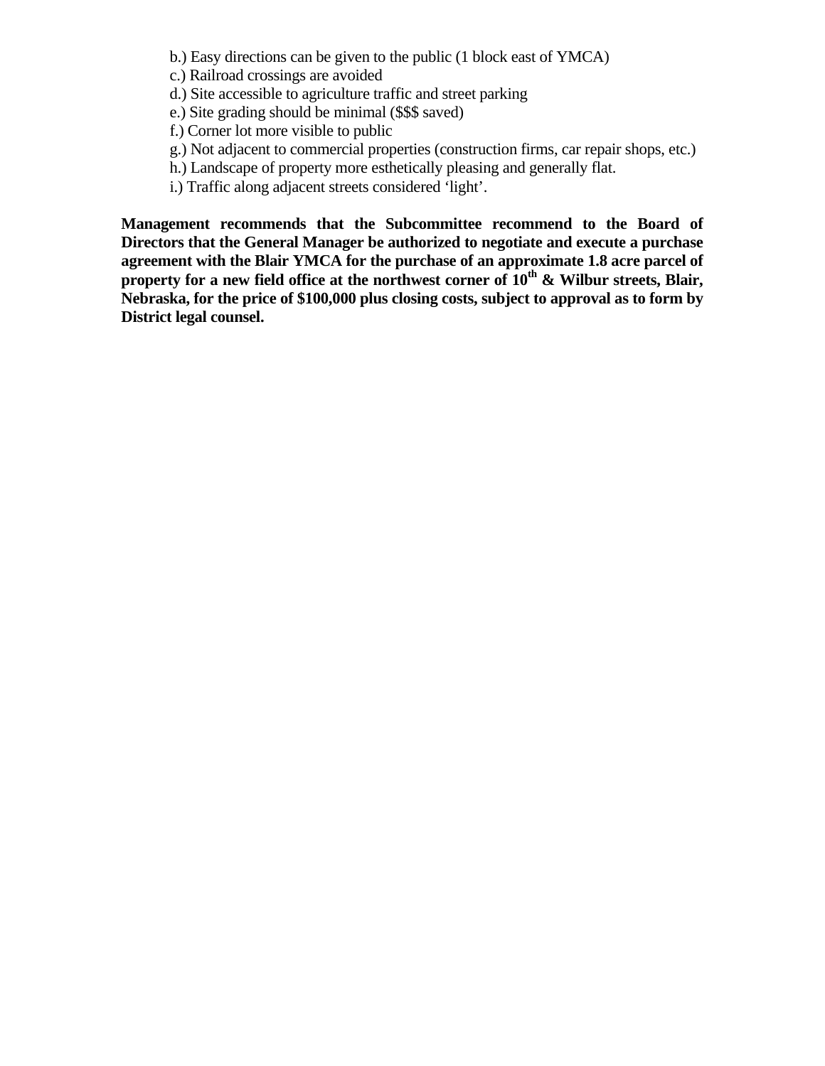b.) Easy directions can be given to the public (1 block east of YMCA)
c.) Railroad crossings are avoided
d.) Site accessible to agriculture traffic and street parking
e.) Site grading should be minimal ($$$ saved)
f.) Corner lot more visible to public
g.) Not adjacent to commercial properties (construction firms, car repair shops, etc.)
h.) Landscape of property more esthetically pleasing and generally flat.
i.) Traffic along adjacent streets considered 'light'.

**Management recommends that the Subcommittee recommend to the Board of Directors that the General Manager be authorized to negotiate and execute a purchase agreement with the Blair YMCA for the purchase of an approximate 1.8 acre parcel of property for a new field office at the northwest corner of 10th & Wilbur streets, Blair, Nebraska, for the price of $100,000 plus closing costs, subject to approval as to form by District legal counsel.**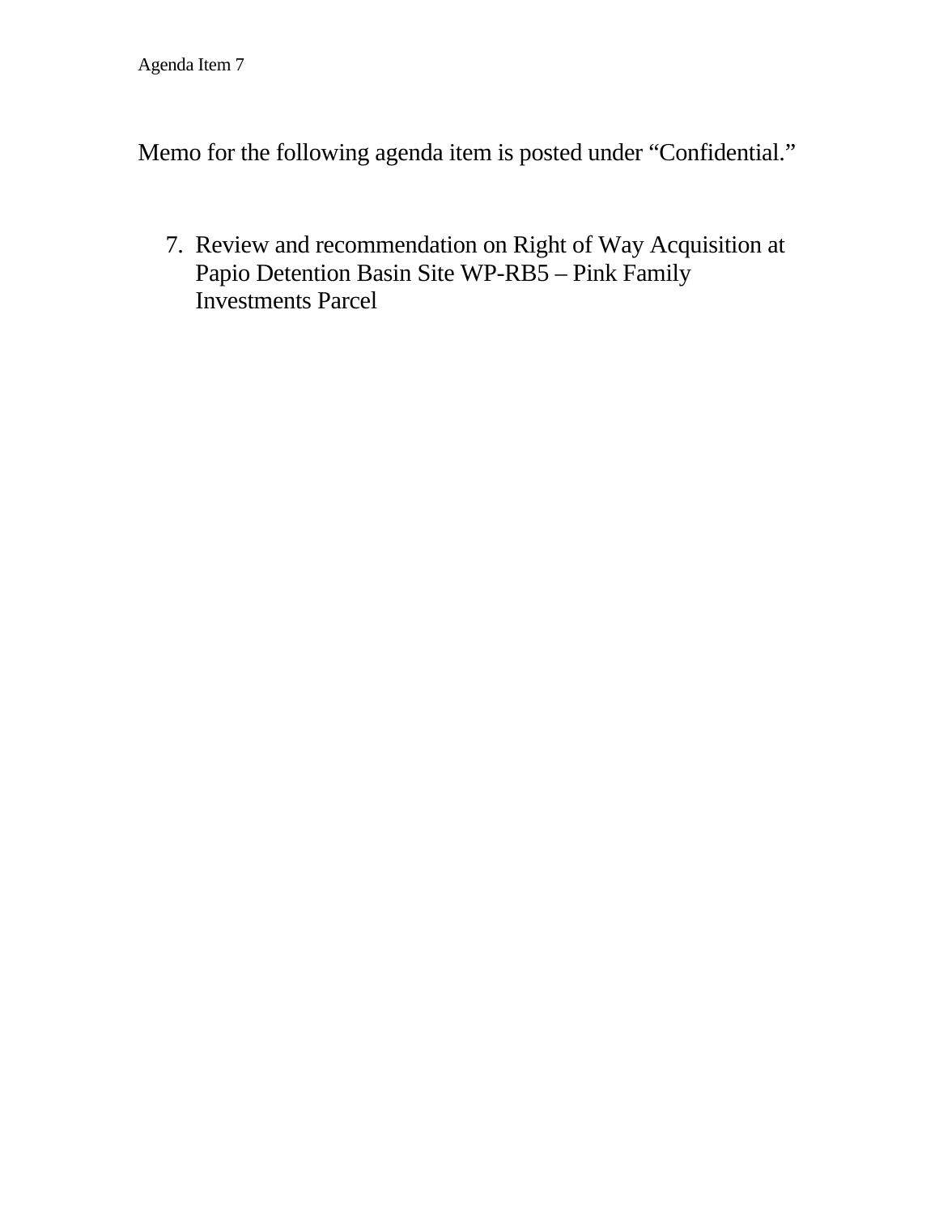Agenda Item 7

Memo for the following agenda item is posted under "Confidential."

7. Review and recommendation on Right of Way Acquisition at Papio Detention Basin Site WP-RB5 – Pink Family Investments Parcel